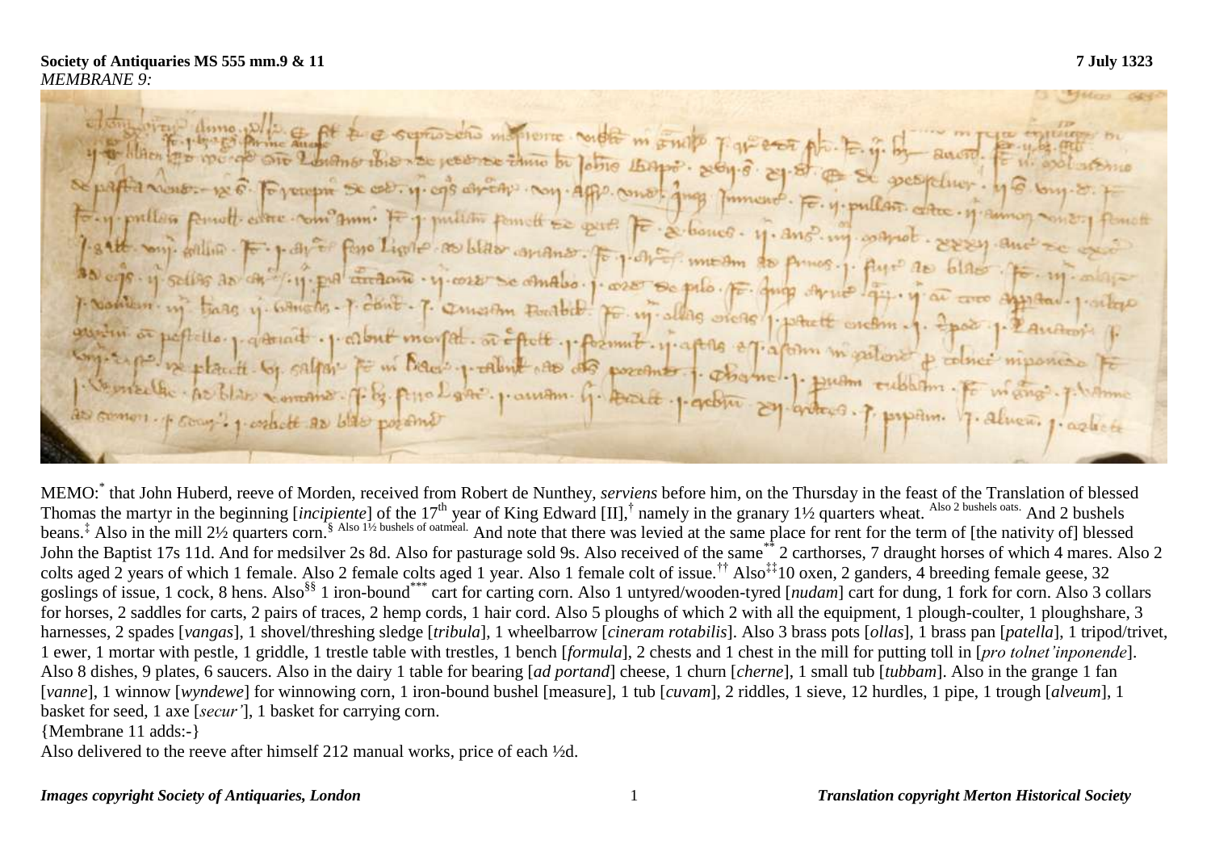**Society of Antiquaries MS 555 mm.9 & 11** **7 July 1323**

*MEMBRANE 9:*

MEMO:[*] that John Huberd, reeve of Morden, received from Robert de Nunthey, *serviens* before him, on the Thursday in the feast of the Translation of blessed Thomas the martyr in the beginning [*incipiente*] of the 17th year of King Edward [II],[†] namely in the granary 1½ quarters wheat. [Also 2 bushels oats.] And 2 bushels beans.[‡] Also in the mill 2½ quarters corn.[§] [Also 1½ bushels of oatmeal.] And note that there was levied at the same place for rent for the term of [the nativity of] blessed John the Baptist 17s 11d. And for medsilver 2s 8d. Also for pasturage sold 9s. Also received of the same[**] 2 carthorses, 7 draught horses of which 4 mares. Also 2 colts aged 2 years of which 1 female. Also 2 female colts aged 1 year. Also 1 female colt of issue.[††] Also[‡‡] 10 oxen, 2 ganders, 4 breeding female geese, 32 goslings of issue, 1 cock, 8 hens. Also[§§] 1 iron-bound[***] cart for carting corn. Also 1 untyred/wooden-tyred [*nudam*] cart for dung, 1 fork for corn. Also 3 collars for horses, 2 saddles for carts, 2 pairs of traces, 2 hemp cords, 1 hair cord. Also 5 ploughs of which 2 with all the equipment, 1 plough-coulter, 1 ploughshare, 3 harnesses, 2 spades [*vangas*], 1 shovel/threshing sledge [*tribula*], 1 wheelbarrow [*cineram rotabilis*]. Also 3 brass pots [*ollas*], 1 brass pan [*patella*], 1 tripod/trivet, 1 ewer, 1 mortar with pestle, 1 griddle, 1 trestle table with trestles, 1 bench [*formula*], 2 chests and 1 chest in the mill for putting toll in [*pro tolnet'inponende*]. Also 8 dishes, 9 plates, 6 saucers. Also in the dairy 1 table for bearing [*ad portand*] cheese, 1 churn [*cherne*], 1 small tub [*tubbam*]. Also in the grange 1 fan [*vanne*], 1 winnow [*wyndewe*] for winnowing corn, 1 iron-bound bushel [measure], 1 tub [*cuvam*], 2 riddles, 1 sieve, 12 hurdles, 1 pipe, 1 trough [*alveum*], 1 basket for seed, 1 axe [*secur'*], 1 basket for carrying corn.

{Membrane 11 adds:-}

Also delivered to the reeve after himself 212 manual works, price of each ½d.

*Images copyright Society of Antiquaries, London* *Translation copyright Merton Historical Society*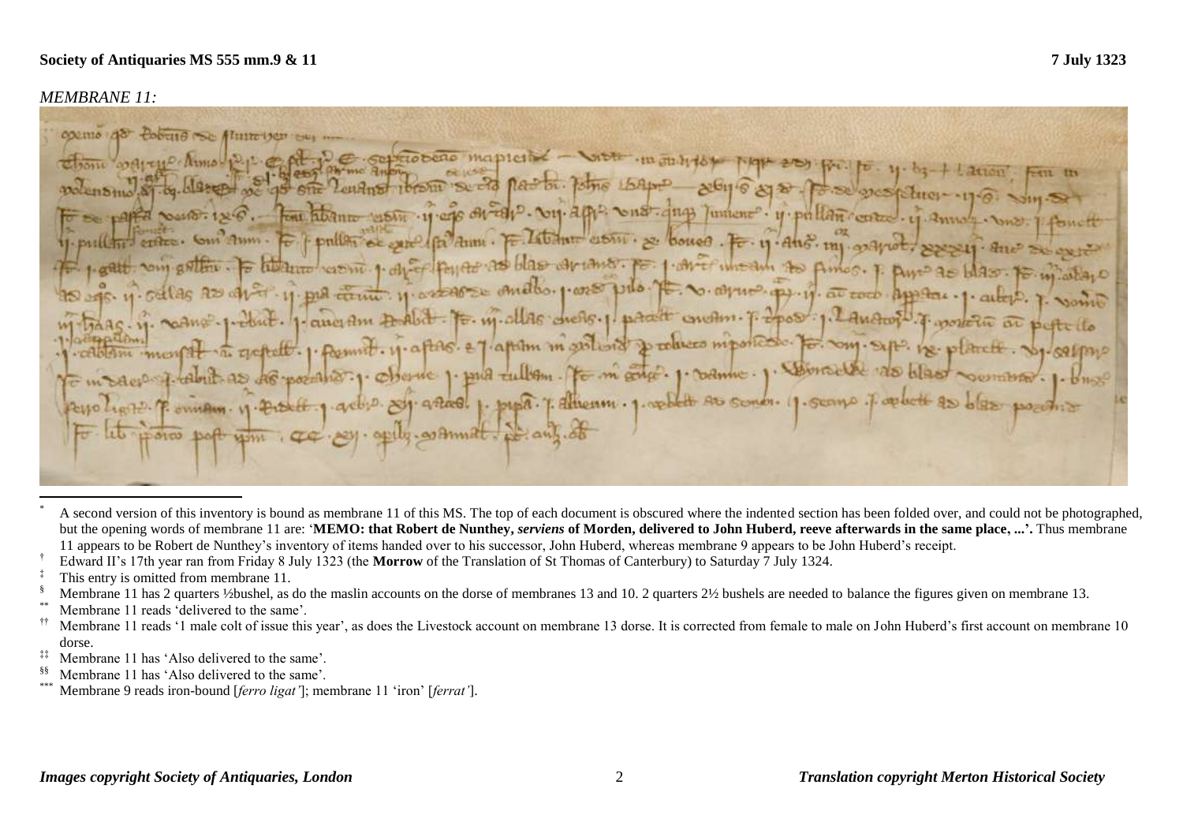*MEMBRANE 11:*

---

[*] A second version of this inventory is bound as membrane 11 of this MS. The top of each document is obscured where the indented section has been folded over, and could not be photographed, but the opening words of membrane 11 are: '**MEMO: that Robert de Nunthey, *serviens* of Morden, delivered to John Huberd, reeve afterwards in the same place, ...'.** Thus membrane 11 appears to be Robert de Nunthey's inventory of items handed over to his successor, John Huberd, whereas membrane 9 appears to be John Huberd's receipt.

[†] Edward II's 17th year ran from Friday 8 July 1323 (the **Morrow** of the Translation of St Thomas of Canterbury) to Saturday 7 July 1324.

[‡] This entry is omitted from membrane 11.

[§] Membrane 11 has 2 quarters ½bushel, as do the maslin accounts on the dorse of membranes 13 and 10. 2 quarters 2½ bushels are needed to balance the figures given on membrane 13.

[**] Membrane 11 reads 'delivered to the same'.

[††] Membrane 11 reads '1 male colt of issue this year', as does the Livestock account on membrane 13 dorse. It is corrected from female to male on John Huberd's first account on membrane 10 dorse.

[‡‡] Membrane 11 has 'Also delivered to the same'.

[§§] Membrane 11 has 'Also delivered to the same'.

[***] Membrane 9 reads iron-bound [*ferro ligat'*]; membrane 11 'iron' [*ferrat'*].